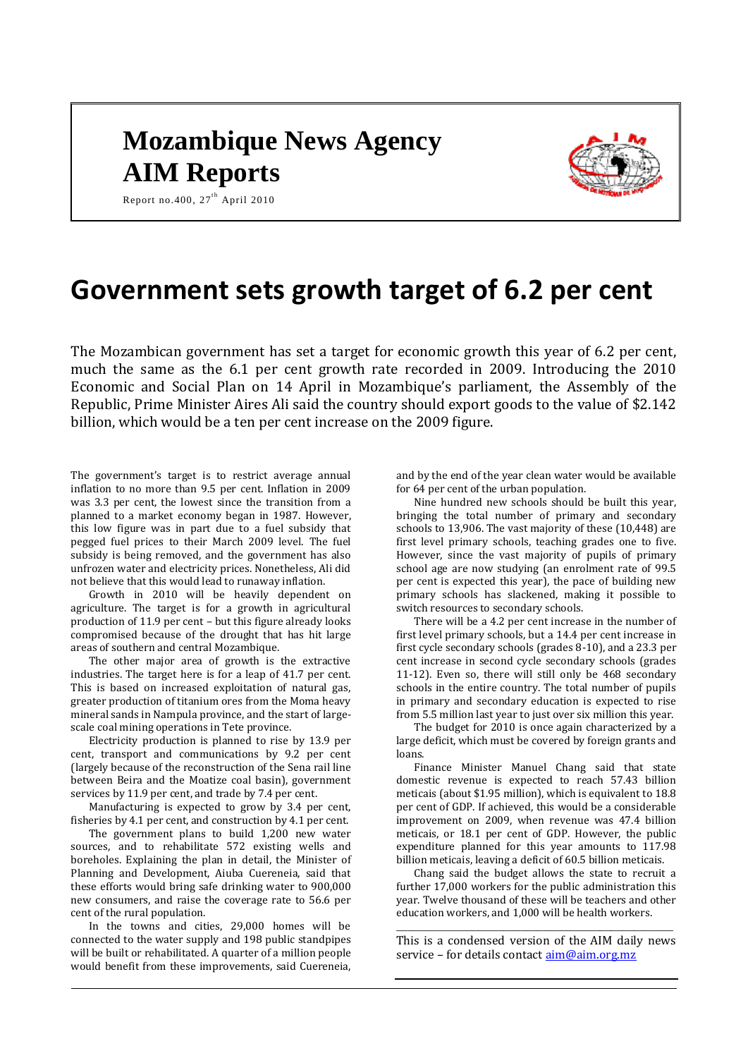# Mozambique News Agency
# AIM Reports

Report no.400, 27th April 2010

# Government sets growth target of 6.2 per cent

The Mozambican government has set a target for economic growth this year of 6.2 per cent, much the same as the 6.1 per cent growth rate recorded in 2009. Introducing the 2010 Economic and Social Plan on 14 April in Mozambique's parliament, the Assembly of the Republic, Prime Minister Aires Ali said the country should export goods to the value of $2.142 billion, which would be a ten per cent increase on the 2009 figure.

The government's target is to restrict average annual inflation to no more than 9.5 per cent. Inflation in 2009 was 3.3 per cent, the lowest since the transition from a planned to a market economy began in 1987. However, this low figure was in part due to a fuel subsidy that pegged fuel prices to their March 2009 level. The fuel subsidy is being removed, and the government has also unfrozen water and electricity prices. Nonetheless, Ali did not believe that this would lead to runaway inflation.

Growth in 2010 will be heavily dependent on agriculture. The target is for a growth in agricultural production of 11.9 per cent – but this figure already looks compromised because of the drought that has hit large areas of southern and central Mozambique.

The other major area of growth is the extractive industries. The target here is for a leap of 41.7 per cent. This is based on increased exploitation of natural gas, greater production of titanium ores from the Moma heavy mineral sands in Nampula province, and the start of large-scale coal mining operations in Tete province.

Electricity production is planned to rise by 13.9 per cent, transport and communications by 9.2 per cent (largely because of the reconstruction of the Sena rail line between Beira and the Moatize coal basin), government services by 11.9 per cent, and trade by 7.4 per cent.

Manufacturing is expected to grow by 3.4 per cent, fisheries by 4.1 per cent, and construction by 4.1 per cent.

The government plans to build 1,200 new water sources, and to rehabilitate 572 existing wells and boreholes. Explaining the plan in detail, the Minister of Planning and Development, Aiuba Cuereneia, said that these efforts would bring safe drinking water to 900,000 new consumers, and raise the coverage rate to 56.6 per cent of the rural population.

In the towns and cities, 29,000 homes will be connected to the water supply and 198 public standpipes will be built or rehabilitated. A quarter of a million people would benefit from these improvements, said Cuereneia, and by the end of the year clean water would be available for 64 per cent of the urban population.

Nine hundred new schools should be built this year, bringing the total number of primary and secondary schools to 13,906. The vast majority of these (10,448) are first level primary schools, teaching grades one to five. However, since the vast majority of pupils of primary school age are now studying (an enrolment rate of 99.5 per cent is expected this year), the pace of building new primary schools has slackened, making it possible to switch resources to secondary schools.

There will be a 4.2 per cent increase in the number of first level primary schools, but a 14.4 per cent increase in first cycle secondary schools (grades 8-10), and a 23.3 per cent increase in second cycle secondary schools (grades 11-12). Even so, there will still only be 468 secondary schools in the entire country. The total number of pupils in primary and secondary education is expected to rise from 5.5 million last year to just over six million this year.

The budget for 2010 is once again characterized by a large deficit, which must be covered by foreign grants and loans.

Finance Minister Manuel Chang said that state domestic revenue is expected to reach 57.43 billion meticais (about $1.95 million), which is equivalent to 18.8 per cent of GDP. If achieved, this would be a considerable improvement on 2009, when revenue was 47.4 billion meticais, or 18.1 per cent of GDP. However, the public expenditure planned for this year amounts to 117.98 billion meticais, leaving a deficit of 60.5 billion meticais.

Chang said the budget allows the state to recruit a further 17,000 workers for the public administration this year. Twelve thousand of these will be teachers and other education workers, and 1,000 will be health workers.

---

This is a condensed version of the AIM daily news service – for details contact aim@aim.org.mz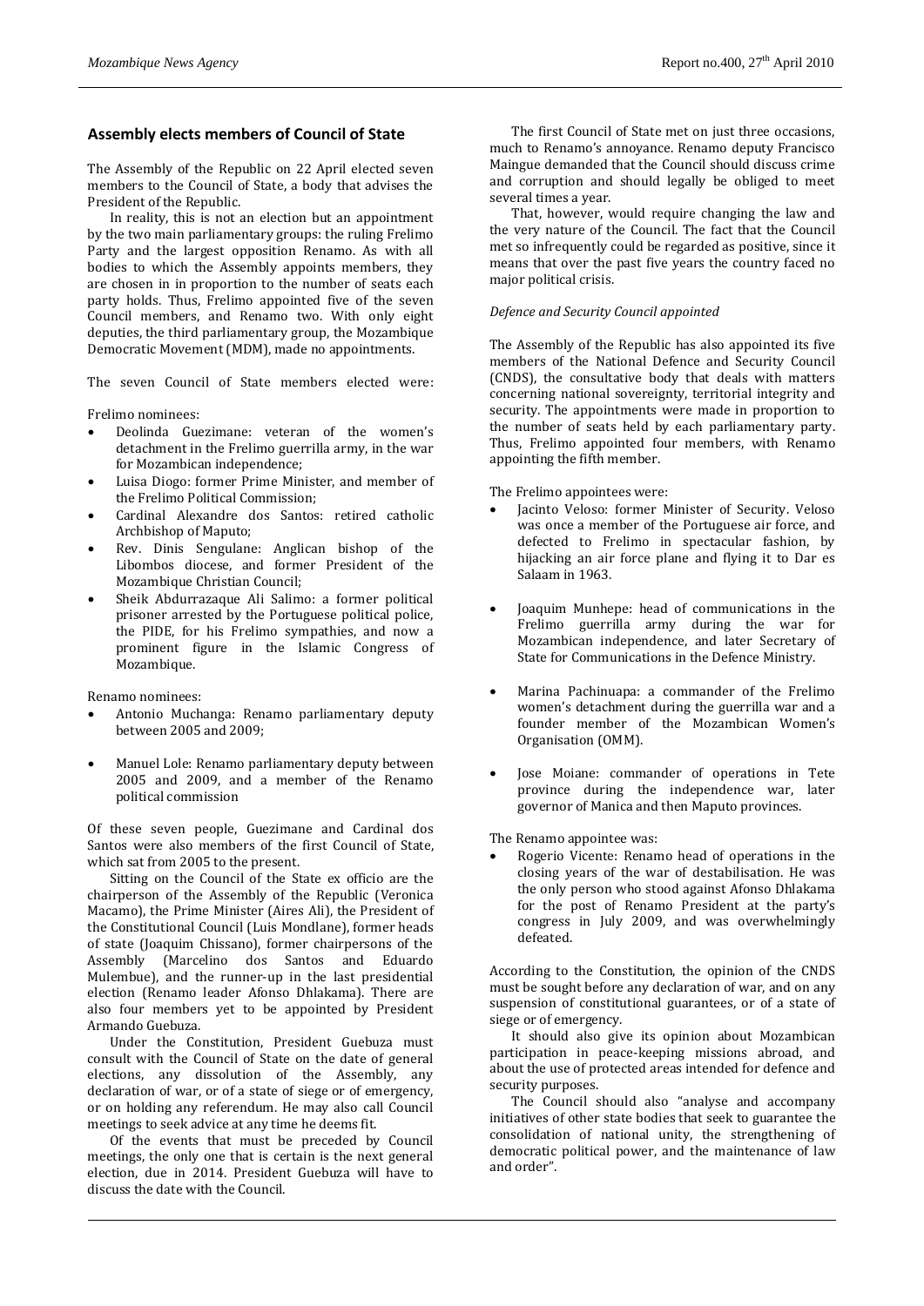## Assembly elects members of Council of State

The Assembly of the Republic on 22 April elected seven members to the Council of State, a body that advises the President of the Republic.

In reality, this is not an election but an appointment by the two main parliamentary groups: the ruling Frelimo Party and the largest opposition Renamo. As with all bodies to which the Assembly appoints members, they are chosen in in proportion to the number of seats each party holds. Thus, Frelimo appointed five of the seven Council members, and Renamo two. With only eight deputies, the third parliamentary group, the Mozambique Democratic Movement (MDM), made no appointments.

The seven Council of State members elected were:

Frelimo nominees:

- Deolinda Guezimane: veteran of the women's detachment in the Frelimo guerrilla army, in the war for Mozambican independence;
- Luisa Diogo: former Prime Minister, and member of the Frelimo Political Commission;
- Cardinal Alexandre dos Santos: retired catholic Archbishop of Maputo;
- Rev. Dinis Sengulane: Anglican bishop of the Libombos diocese, and former President of the Mozambique Christian Council;
- Sheik Abdurrazaque Ali Salimo: a former political prisoner arrested by the Portuguese political police, the PIDE, for his Frelimo sympathies, and now a prominent figure in the Islamic Congress of Mozambique.

Renamo nominees:

- Antonio Muchanga: Renamo parliamentary deputy between 2005 and 2009;
- Manuel Lole: Renamo parliamentary deputy between 2005 and 2009, and a member of the Renamo political commission

Of these seven people, Guezimane and Cardinal dos Santos were also members of the first Council of State, which sat from 2005 to the present.

Sitting on the Council of the State ex officio are the chairperson of the Assembly of the Republic (Veronica Macamo), the Prime Minister (Aires Ali), the President of the Constitutional Council (Luis Mondlane), former heads of state (Joaquim Chissano), former chairpersons of the Assembly (Marcelino dos Santos and Eduardo Mulembue), and the runner-up in the last presidential election (Renamo leader Afonso Dhlakama). There are also four members yet to be appointed by President Armando Guebuza.

Under the Constitution, President Guebuza must consult with the Council of State on the date of general elections, any dissolution of the Assembly, any declaration of war, or of a state of siege or of emergency, or on holding any referendum. He may also call Council meetings to seek advice at any time he deems fit.

Of the events that must be preceded by Council meetings, the only one that is certain is the next general election, due in 2014. President Guebuza will have to discuss the date with the Council.

The first Council of State met on just three occasions, much to Renamo's annoyance. Renamo deputy Francisco Maingue demanded that the Council should discuss crime and corruption and should legally be obliged to meet several times a year.

That, however, would require changing the law and the very nature of the Council. The fact that the Council met so infrequently could be regarded as positive, since it means that over the past five years the country faced no major political crisis.

### *Defence and Security Council appointed*

The Assembly of the Republic has also appointed its five members of the National Defence and Security Council (CNDS), the consultative body that deals with matters concerning national sovereignty, territorial integrity and security. The appointments were made in proportion to the number of seats held by each parliamentary party. Thus, Frelimo appointed four members, with Renamo appointing the fifth member.

The Frelimo appointees were:

- Jacinto Veloso: former Minister of Security. Veloso was once a member of the Portuguese air force, and defected to Frelimo in spectacular fashion, by hijacking an air force plane and flying it to Dar es Salaam in 1963.
- Joaquim Munhepe: head of communications in the Frelimo guerrilla army during the war for Mozambican independence, and later Secretary of State for Communications in the Defence Ministry.
- Marina Pachinuapa: a commander of the Frelimo women's detachment during the guerrilla war and a founder member of the Mozambican Women's Organisation (OMM).
- Jose Moiane: commander of operations in Tete province during the independence war, later governor of Manica and then Maputo provinces.

The Renamo appointee was:

- Rogerio Vicente: Renamo head of operations in the closing years of the war of destabilisation. He was the only person who stood against Afonso Dhlakama for the post of Renamo President at the party's congress in July 2009, and was overwhelmingly defeated.

According to the Constitution, the opinion of the CNDS must be sought before any declaration of war, and on any suspension of constitutional guarantees, or of a state of siege or of emergency.

It should also give its opinion about Mozambican participation in peace-keeping missions abroad, and about the use of protected areas intended for defence and security purposes.

The Council should also "analyse and accompany initiatives of other state bodies that seek to guarantee the consolidation of national unity, the strengthening of democratic political power, and the maintenance of law and order".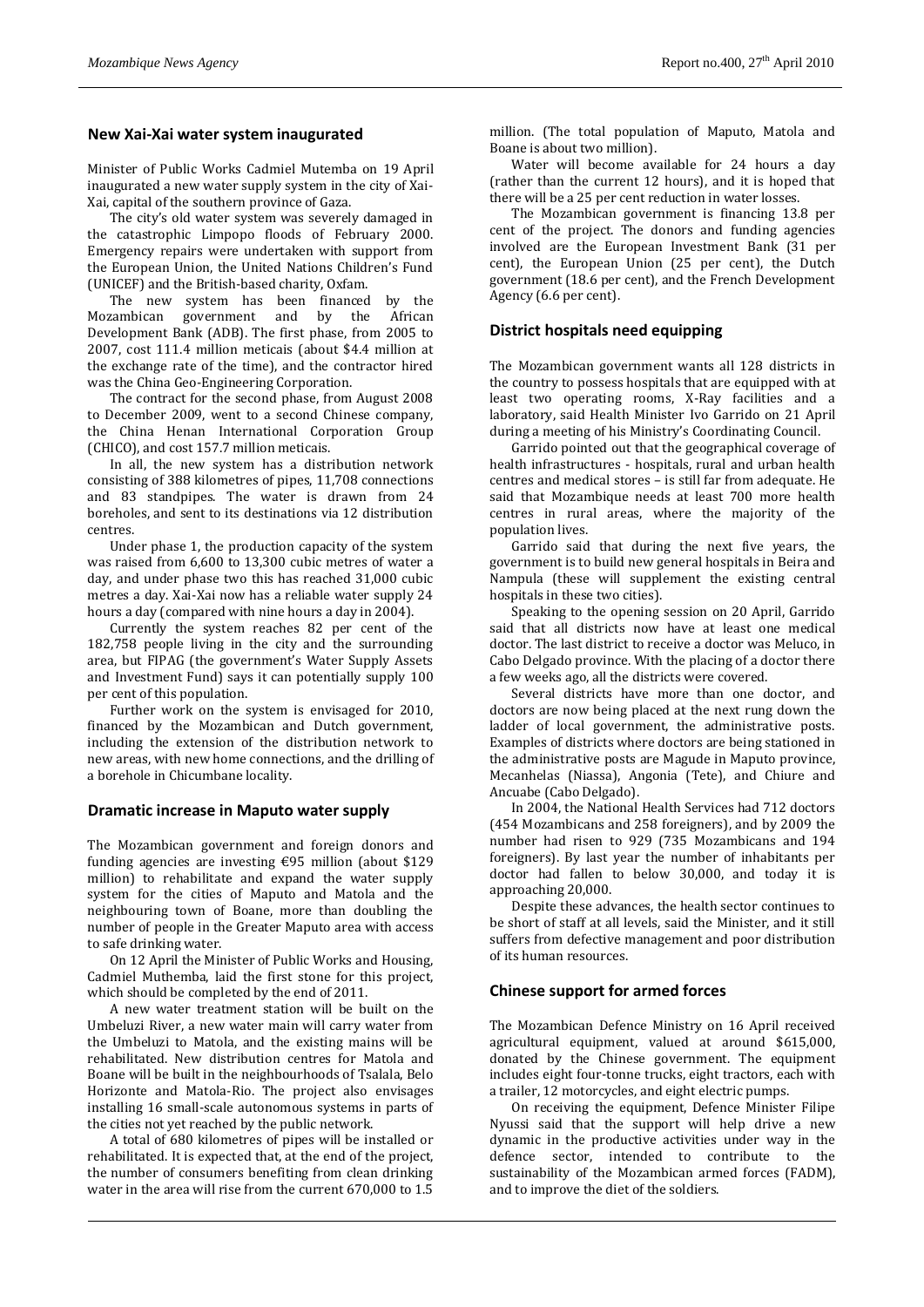## New Xai-Xai water system inaugurated

Minister of Public Works Cadmiel Mutemba on 19 April inaugurated a new water supply system in the city of Xai-Xai, capital of the southern province of Gaza.

The city's old water system was severely damaged in the catastrophic Limpopo floods of February 2000. Emergency repairs were undertaken with support from the European Union, the United Nations Children's Fund (UNICEF) and the British-based charity, Oxfam.

The new system has been financed by the Mozambican government and by the African Development Bank (ADB). The first phase, from 2005 to 2007, cost 111.4 million meticais (about $4.4 million at the exchange rate of the time), and the contractor hired was the China Geo-Engineering Corporation.

The contract for the second phase, from August 2008 to December 2009, went to a second Chinese company, the China Henan International Corporation Group (CHICO), and cost 157.7 million meticais.

In all, the new system has a distribution network consisting of 388 kilometres of pipes, 11,708 connections and 83 standpipes. The water is drawn from 24 boreholes, and sent to its destinations via 12 distribution centres.

Under phase 1, the production capacity of the system was raised from 6,600 to 13,300 cubic metres of water a day, and under phase two this has reached 31,000 cubic metres a day. Xai-Xai now has a reliable water supply 24 hours a day (compared with nine hours a day in 2004).

Currently the system reaches 82 per cent of the 182,758 people living in the city and the surrounding area, but FIPAG (the government's Water Supply Assets and Investment Fund) says it can potentially supply 100 per cent of this population.

Further work on the system is envisaged for 2010, financed by the Mozambican and Dutch government, including the extension of the distribution network to new areas, with new home connections, and the drilling of a borehole in Chicumbane locality.

## Dramatic increase in Maputo water supply

The Mozambican government and foreign donors and funding agencies are investing €95 million (about $129 million) to rehabilitate and expand the water supply system for the cities of Maputo and Matola and the neighbouring town of Boane, more than doubling the number of people in the Greater Maputo area with access to safe drinking water.

On 12 April the Minister of Public Works and Housing, Cadmiel Muthemba, laid the first stone for this project, which should be completed by the end of 2011.

A new water treatment station will be built on the Umbeluzi River, a new water main will carry water from the Umbeluzi to Matola, and the existing mains will be rehabilitated. New distribution centres for Matola and Boane will be built in the neighbourhoods of Tsalala, Belo Horizonte and Matola-Rio. The project also envisages installing 16 small-scale autonomous systems in parts of the cities not yet reached by the public network.

A total of 680 kilometres of pipes will be installed or rehabilitated. It is expected that, at the end of the project, the number of consumers benefiting from clean drinking water in the area will rise from the current 670,000 to 1.5 million. (The total population of Maputo, Matola and Boane is about two million).

Water will become available for 24 hours a day (rather than the current 12 hours), and it is hoped that there will be a 25 per cent reduction in water losses.

The Mozambican government is financing 13.8 per cent of the project. The donors and funding agencies involved are the European Investment Bank (31 per cent), the European Union (25 per cent), the Dutch government (18.6 per cent), and the French Development Agency (6.6 per cent).

## District hospitals need equipping

The Mozambican government wants all 128 districts in the country to possess hospitals that are equipped with at least two operating rooms, X-Ray facilities and a laboratory, said Health Minister Ivo Garrido on 21 April during a meeting of his Ministry's Coordinating Council.

Garrido pointed out that the geographical coverage of health infrastructures - hospitals, rural and urban health centres and medical stores – is still far from adequate. He said that Mozambique needs at least 700 more health centres in rural areas, where the majority of the population lives.

Garrido said that during the next five years, the government is to build new general hospitals in Beira and Nampula (these will supplement the existing central hospitals in these two cities).

Speaking to the opening session on 20 April, Garrido said that all districts now have at least one medical doctor. The last district to receive a doctor was Meluco, in Cabo Delgado province. With the placing of a doctor there a few weeks ago, all the districts were covered.

Several districts have more than one doctor, and doctors are now being placed at the next rung down the ladder of local government, the administrative posts. Examples of districts where doctors are being stationed in the administrative posts are Magude in Maputo province, Mecanhelas (Niassa), Angonia (Tete), and Chiure and Ancuabe (Cabo Delgado).

In 2004, the National Health Services had 712 doctors (454 Mozambicans and 258 foreigners), and by 2009 the number had risen to 929 (735 Mozambicans and 194 foreigners). By last year the number of inhabitants per doctor had fallen to below 30,000, and today it is approaching 20,000.

Despite these advances, the health sector continues to be short of staff at all levels, said the Minister, and it still suffers from defective management and poor distribution of its human resources.

## Chinese support for armed forces

The Mozambican Defence Ministry on 16 April received agricultural equipment, valued at around $615,000, donated by the Chinese government. The equipment includes eight four-tonne trucks, eight tractors, each with a trailer, 12 motorcycles, and eight electric pumps.

On receiving the equipment, Defence Minister Filipe Nyussi said that the support will help drive a new dynamic in the productive activities under way in the defence sector, intended to contribute to the sustainability of the Mozambican armed forces (FADM), and to improve the diet of the soldiers.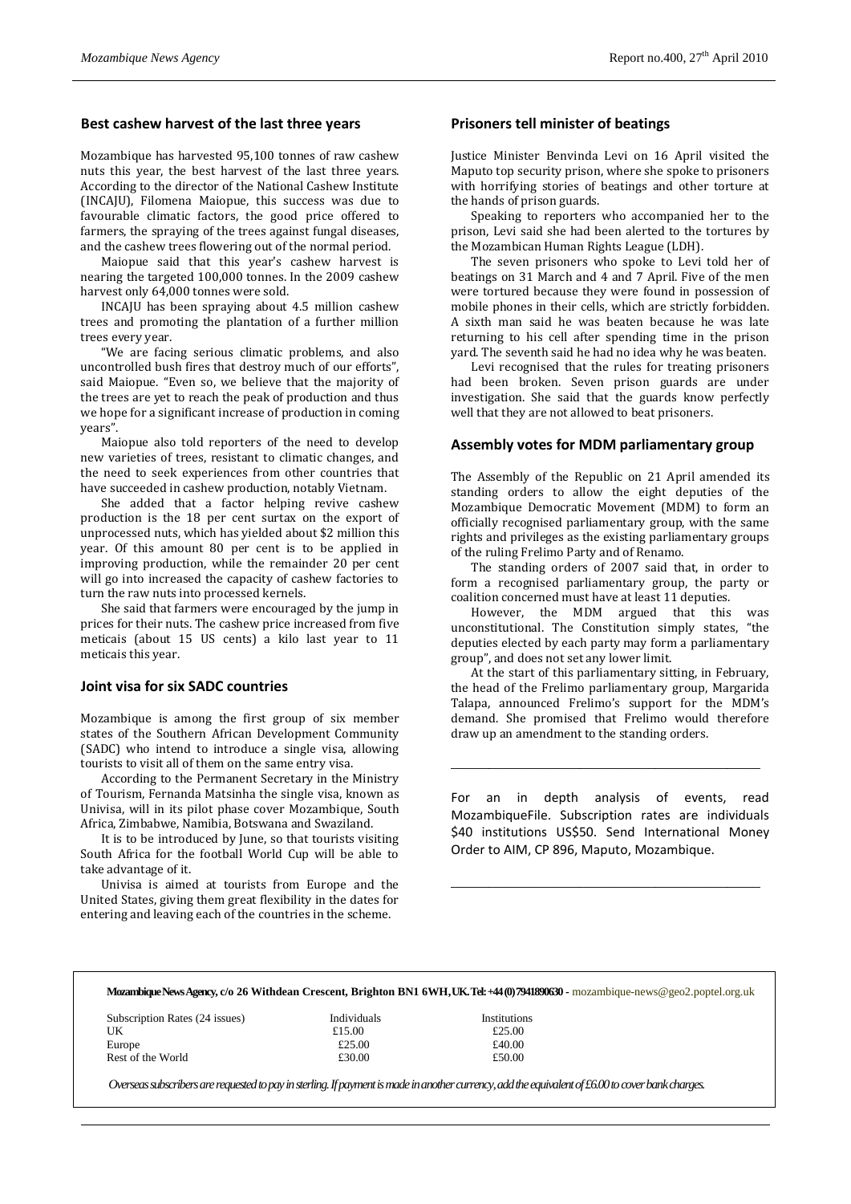## Best cashew harvest of the last three years

Mozambique has harvested 95,100 tonnes of raw cashew nuts this year, the best harvest of the last three years. According to the director of the National Cashew Institute (INCAJU), Filomena Maiopue, this success was due to favourable climatic factors, the good price offered to farmers, the spraying of the trees against fungal diseases, and the cashew trees flowering out of the normal period.

Maiopue said that this year's cashew harvest is nearing the targeted 100,000 tonnes. In the 2009 cashew harvest only 64,000 tonnes were sold.

INCAJU has been spraying about 4.5 million cashew trees and promoting the plantation of a further million trees every year.

"We are facing serious climatic problems, and also uncontrolled bush fires that destroy much of our efforts", said Maiopue. "Even so, we believe that the majority of the trees are yet to reach the peak of production and thus we hope for a significant increase of production in coming years".

Maiopue also told reporters of the need to develop new varieties of trees, resistant to climatic changes, and the need to seek experiences from other countries that have succeeded in cashew production, notably Vietnam.

She added that a factor helping revive cashew production is the 18 per cent surtax on the export of unprocessed nuts, which has yielded about $2 million this year. Of this amount 80 per cent is to be applied in improving production, while the remainder 20 per cent will go into increased the capacity of cashew factories to turn the raw nuts into processed kernels.

She said that farmers were encouraged by the jump in prices for their nuts. The cashew price increased from five meticais (about 15 US cents) a kilo last year to 11 meticais this year.

## Joint visa for six SADC countries

Mozambique is among the first group of six member states of the Southern African Development Community (SADC) who intend to introduce a single visa, allowing tourists to visit all of them on the same entry visa.

According to the Permanent Secretary in the Ministry of Tourism, Fernanda Matsinha the single visa, known as Univisa, will in its pilot phase cover Mozambique, South Africa, Zimbabwe, Namibia, Botswana and Swaziland.

It is to be introduced by June, so that tourists visiting South Africa for the football World Cup will be able to take advantage of it.

Univisa is aimed at tourists from Europe and the United States, giving them great flexibility in the dates for entering and leaving each of the countries in the scheme.

## Prisoners tell minister of beatings

Justice Minister Benvinda Levi on 16 April visited the Maputo top security prison, where she spoke to prisoners with horrifying stories of beatings and other torture at the hands of prison guards.

Speaking to reporters who accompanied her to the prison, Levi said she had been alerted to the tortures by the Mozambican Human Rights League (LDH).

The seven prisoners who spoke to Levi told her of beatings on 31 March and 4 and 7 April. Five of the men were tortured because they were found in possession of mobile phones in their cells, which are strictly forbidden. A sixth man said he was beaten because he was late returning to his cell after spending time in the prison yard. The seventh said he had no idea why he was beaten.

Levi recognised that the rules for treating prisoners had been broken. Seven prison guards are under investigation. She said that the guards know perfectly well that they are not allowed to beat prisoners.

## Assembly votes for MDM parliamentary group

The Assembly of the Republic on 21 April amended its standing orders to allow the eight deputies of the Mozambique Democratic Movement (MDM) to form an officially recognised parliamentary group, with the same rights and privileges as the existing parliamentary groups of the ruling Frelimo Party and of Renamo.

The standing orders of 2007 said that, in order to form a recognised parliamentary group, the party or coalition concerned must have at least 11 deputies.

However, the MDM argued that this was unconstitutional. The Constitution simply states, "the deputies elected by each party may form a parliamentary group", and does not set any lower limit.

At the start of this parliamentary sitting, in February, the head of the Frelimo parliamentary group, Margarida Talapa, announced Frelimo's support for the MDM's demand. She promised that Frelimo would therefore draw up an amendment to the standing orders.

---

For an in depth analysis of events, read MozambiqueFile. Subscription rates are individuals $40 institutions US$50. Send International Money Order to AIM, CP 896, Maputo, Mozambique.

---

**Mozambique News Agency, c/o 26 Withdean Crescent, Brighton BN1 6WH, UK. Tel: +44 (0) 7941890630 -** mozambique-news@geo2.poptel.org.uk

| Subscription Rates (24 issues) | Individuals | Institutions |
|---|---|---|
| UK | £15.00 | £25.00 |
| Europe | £25.00 | £40.00 |
| Rest of the World | £30.00 | £50.00 |

*Overseas subscribers are requested to pay in sterling. If payment is made in another currency, add the equivalent of £6.00 to cover bank charges.*